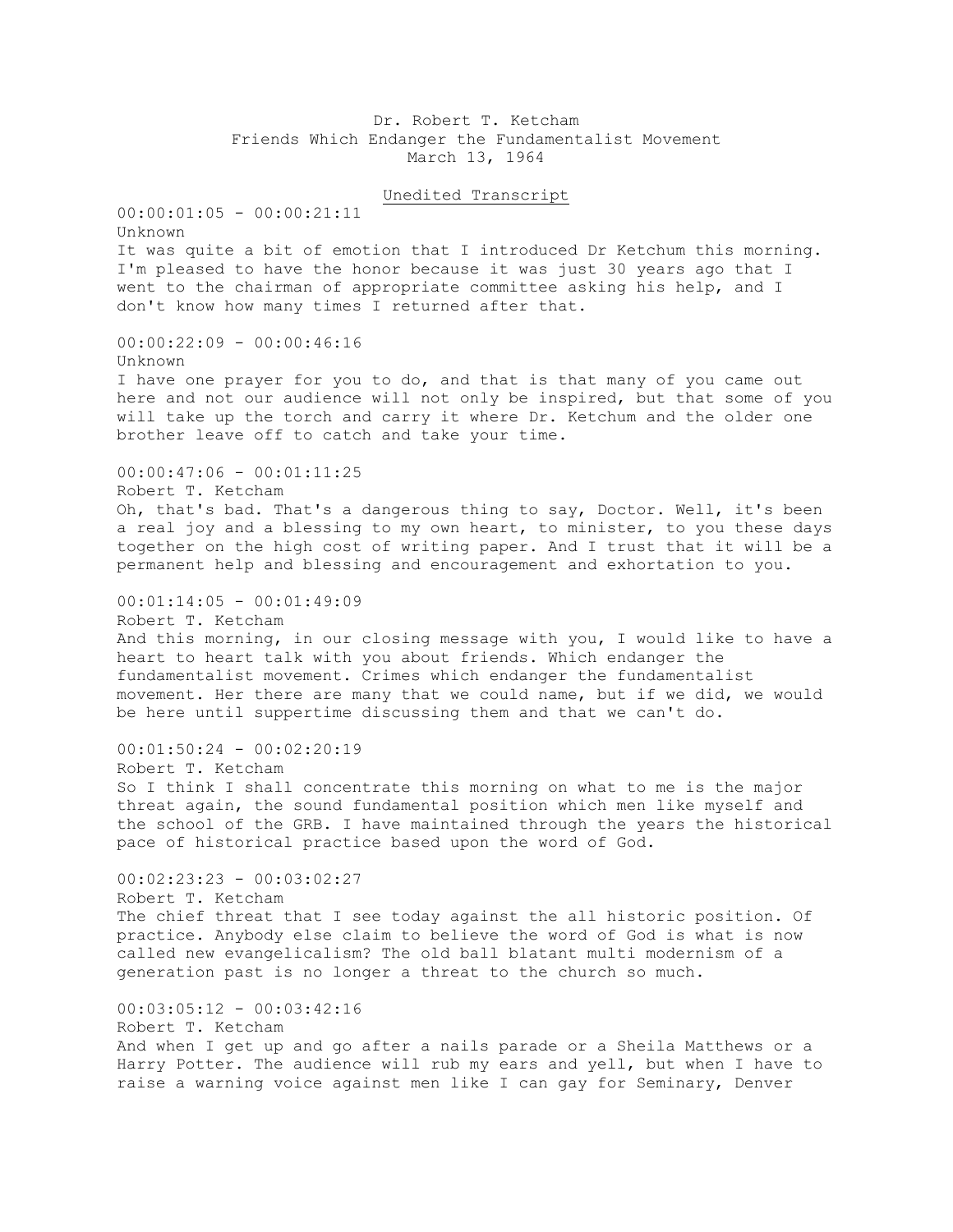Dr. Robert T. Ketcham
Friends Which Endanger the Fundamentalist Movement
March 13, 1964

<u>Unedited Transcript</u>

00:00:01:05 - 00:00:21:11
Unknown
It was quite a bit of emotion that I introduced Dr Ketchum this morning. I'm pleased to have the honor because it was just 30 years ago that I went to the chairman of appropriate committee asking his help, and I don't know how many times I returned after that.

00:00:22:09 - 00:00:46:16
Unknown
I have one prayer for you to do, and that is that many of you came out here and not our audience will not only be inspired, but that some of you will take up the torch and carry it where Dr. Ketchum and the older one brother leave off to catch and take your time.

00:00:47:06 - 00:01:11:25
Robert T. Ketcham
Oh, that's bad. That's a dangerous thing to say, Doctor. Well, it's been a real joy and a blessing to my own heart, to minister, to you these days together on the high cost of writing paper. And I trust that it will be a permanent help and blessing and encouragement and exhortation to you.

00:01:14:05 - 00:01:49:09
Robert T. Ketcham
And this morning, in our closing message with you, I would like to have a heart to heart talk with you about friends. Which endanger the fundamentalist movement. Crimes which endanger the fundamentalist movement. Her there are many that we could name, but if we did, we would be here until suppertime discussing them and that we can't do.

00:01:50:24 - 00:02:20:19
Robert T. Ketcham
So I think I shall concentrate this morning on what to me is the major threat again, the sound fundamental position which men like myself and the school of the GRB. I have maintained through the years the historical pace of historical practice based upon the word of God.

00:02:23:23 - 00:03:02:27
Robert T. Ketcham
The chief threat that I see today against the all historic position. Of practice. Anybody else claim to believe the word of God is what is now called new evangelicalism? The old ball blatant multi modernism of a generation past is no longer a threat to the church so much.

00:03:05:12 - 00:03:42:16
Robert T. Ketcham
And when I get up and go after a nails parade or a Sheila Matthews or a Harry Potter. The audience will rub my ears and yell, but when I have to raise a warning voice against men like I can gay for Seminary, Denver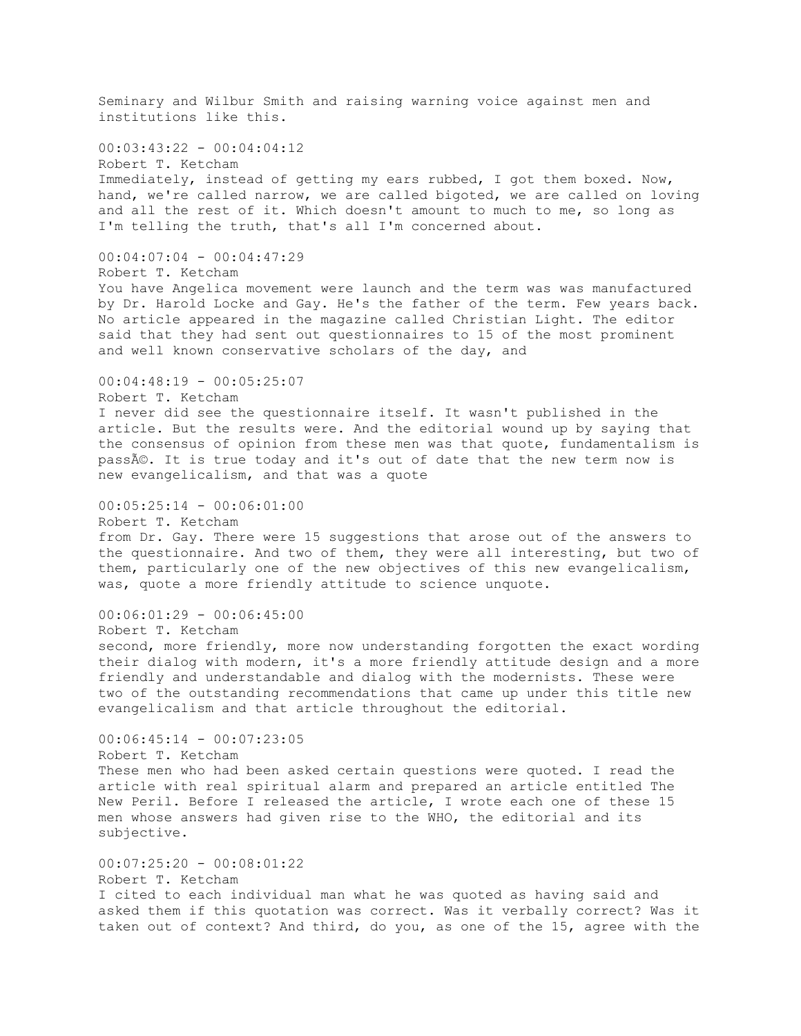Seminary and Wilbur Smith and raising warning voice against men and institutions like this.

00:03:43:22 - 00:04:04:12
Robert T. Ketcham
Immediately, instead of getting my ears rubbed, I got them boxed. Now, hand, we're called narrow, we are called bigoted, we are called on loving and all the rest of it. Which doesn't amount to much to me, so long as I'm telling the truth, that's all I'm concerned about.

00:04:07:04 - 00:04:47:29
Robert T. Ketcham
You have Angelica movement were launch and the term was was manufactured by Dr. Harold Locke and Gay. He's the father of the term. Few years back. No article appeared in the magazine called Christian Light. The editor said that they had sent out questionnaires to 15 of the most prominent and well known conservative scholars of the day, and

00:04:48:19 - 00:05:25:07
Robert T. Ketcham
I never did see the questionnaire itself. It wasn't published in the article. But the results were. And the editorial wound up by saying that the consensus of opinion from these men was that quote, fundamentalism is passÃ©. It is true today and it's out of date that the new term now is new evangelicalism, and that was a quote

00:05:25:14 - 00:06:01:00
Robert T. Ketcham
from Dr. Gay. There were 15 suggestions that arose out of the answers to the questionnaire. And two of them, they were all interesting, but two of them, particularly one of the new objectives of this new evangelicalism, was, quote a more friendly attitude to science unquote.

00:06:01:29 - 00:06:45:00
Robert T. Ketcham
second, more friendly, more now understanding forgotten the exact wording their dialog with modern, it's a more friendly attitude design and a more friendly and understandable and dialog with the modernists. These were two of the outstanding recommendations that came up under this title new evangelicalism and that article throughout the editorial.

00:06:45:14 - 00:07:23:05
Robert T. Ketcham
These men who had been asked certain questions were quoted. I read the article with real spiritual alarm and prepared an article entitled The New Peril. Before I released the article, I wrote each one of these 15 men whose answers had given rise to the WHO, the editorial and its subjective.

00:07:25:20 - 00:08:01:22
Robert T. Ketcham
I cited to each individual man what he was quoted as having said and asked them if this quotation was correct. Was it verbally correct? Was it taken out of context? And third, do you, as one of the 15, agree with the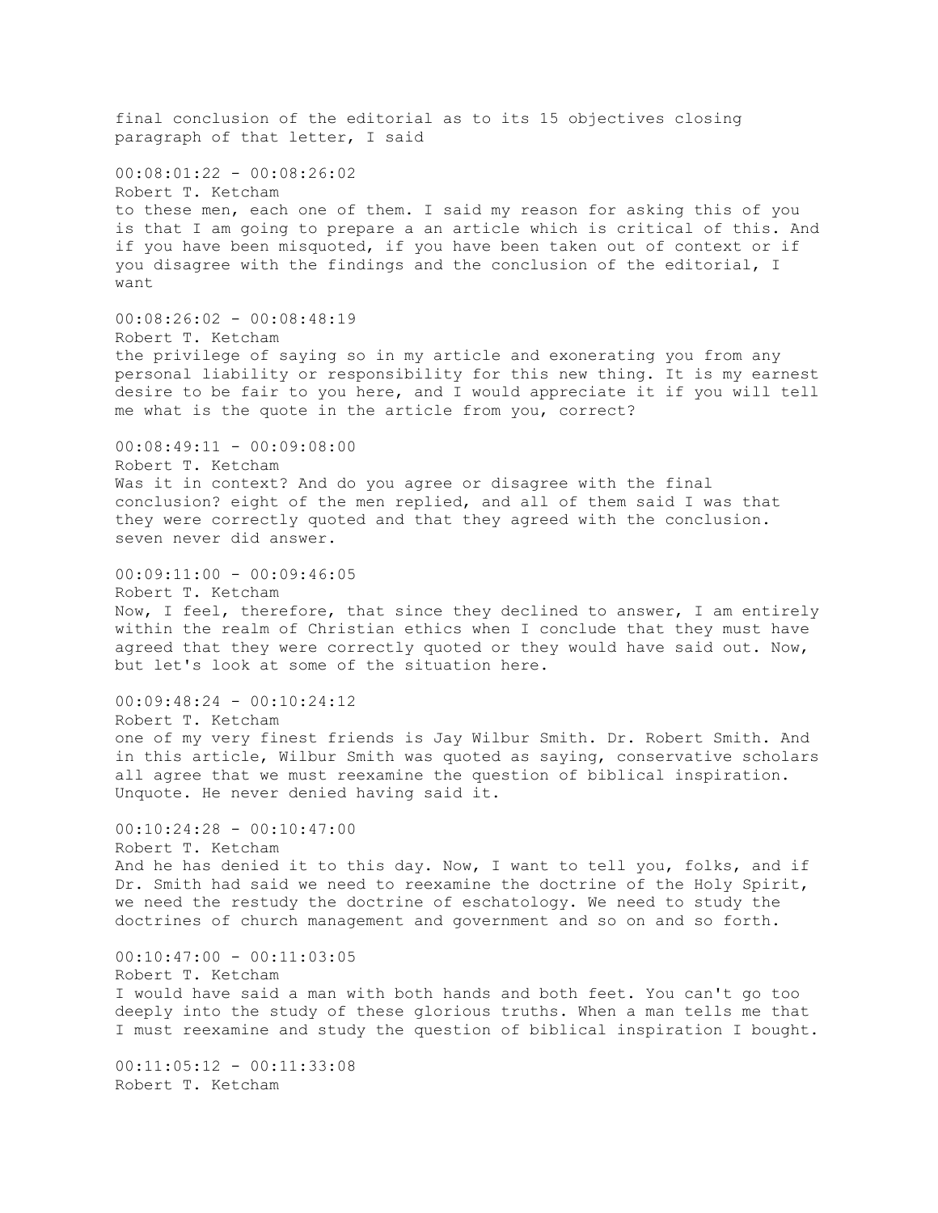final conclusion of the editorial as to its 15 objectives closing paragraph of that letter, I said

00:08:01:22 - 00:08:26:02
Robert T. Ketcham
to these men, each one of them. I said my reason for asking this of you is that I am going to prepare a an article which is critical of this. And if you have been misquoted, if you have been taken out of context or if you disagree with the findings and the conclusion of the editorial, I want

00:08:26:02 - 00:08:48:19
Robert T. Ketcham
the privilege of saying so in my article and exonerating you from any personal liability or responsibility for this new thing. It is my earnest desire to be fair to you here, and I would appreciate it if you will tell me what is the quote in the article from you, correct?

00:08:49:11 - 00:09:08:00
Robert T. Ketcham
Was it in context? And do you agree or disagree with the final conclusion? eight of the men replied, and all of them said I was that they were correctly quoted and that they agreed with the conclusion. seven never did answer.

00:09:11:00 - 00:09:46:05
Robert T. Ketcham
Now, I feel, therefore, that since they declined to answer, I am entirely within the realm of Christian ethics when I conclude that they must have agreed that they were correctly quoted or they would have said out. Now, but let's look at some of the situation here.

00:09:48:24 - 00:10:24:12
Robert T. Ketcham
one of my very finest friends is Jay Wilbur Smith. Dr. Robert Smith. And in this article, Wilbur Smith was quoted as saying, conservative scholars all agree that we must reexamine the question of biblical inspiration. Unquote. He never denied having said it.

00:10:24:28 - 00:10:47:00
Robert T. Ketcham
And he has denied it to this day. Now, I want to tell you, folks, and if Dr. Smith had said we need to reexamine the doctrine of the Holy Spirit, we need the restudy the doctrine of eschatology. We need to study the doctrines of church management and government and so on and so forth.

00:10:47:00 - 00:11:03:05
Robert T. Ketcham
I would have said a man with both hands and both feet. You can't go too deeply into the study of these glorious truths. When a man tells me that I must reexamine and study the question of biblical inspiration I bought.

00:11:05:12 - 00:11:33:08
Robert T. Ketcham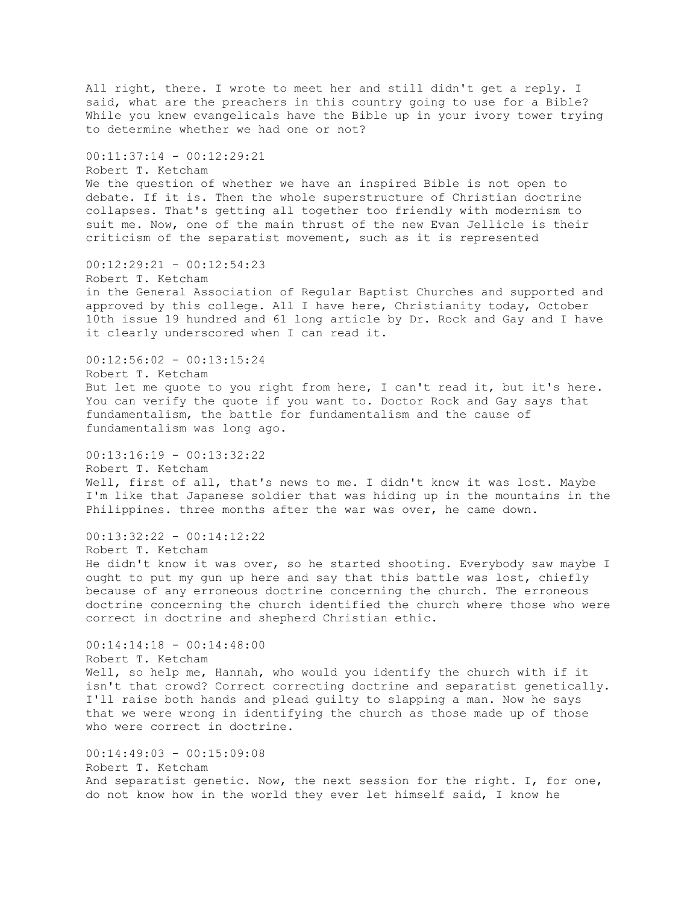All right, there. I wrote to meet her and still didn't get a reply. I said, what are the preachers in this country going to use for a Bible? While you knew evangelicals have the Bible up in your ivory tower trying to determine whether we had one or not?

00:11:37:14 - 00:12:29:21
Robert T. Ketcham
We the question of whether we have an inspired Bible is not open to debate. If it is. Then the whole superstructure of Christian doctrine collapses. That's getting all together too friendly with modernism to suit me. Now, one of the main thrust of the new Evan Jellicle is their criticism of the separatist movement, such as it is represented

00:12:29:21 - 00:12:54:23
Robert T. Ketcham
in the General Association of Regular Baptist Churches and supported and approved by this college. All I have here, Christianity today, October 10th issue 19 hundred and 61 long article by Dr. Rock and Gay and I have it clearly underscored when I can read it.

00:12:56:02 - 00:13:15:24
Robert T. Ketcham
But let me quote to you right from here, I can't read it, but it's here. You can verify the quote if you want to. Doctor Rock and Gay says that fundamentalism, the battle for fundamentalism and the cause of fundamentalism was long ago.

00:13:16:19 - 00:13:32:22
Robert T. Ketcham
Well, first of all, that's news to me. I didn't know it was lost. Maybe I'm like that Japanese soldier that was hiding up in the mountains in the Philippines. three months after the war was over, he came down.

00:13:32:22 - 00:14:12:22
Robert T. Ketcham
He didn't know it was over, so he started shooting. Everybody saw maybe I ought to put my gun up here and say that this battle was lost, chiefly because of any erroneous doctrine concerning the church. The erroneous doctrine concerning the church identified the church where those who were correct in doctrine and shepherd Christian ethic.

00:14:14:18 - 00:14:48:00
Robert T. Ketcham
Well, so help me, Hannah, who would you identify the church with if it isn't that crowd? Correct correcting doctrine and separatist genetically. I'll raise both hands and plead guilty to slapping a man. Now he says that we were wrong in identifying the church as those made up of those who were correct in doctrine.

00:14:49:03 - 00:15:09:08
Robert T. Ketcham
And separatist genetic. Now, the next session for the right. I, for one, do not know how in the world they ever let himself said, I know he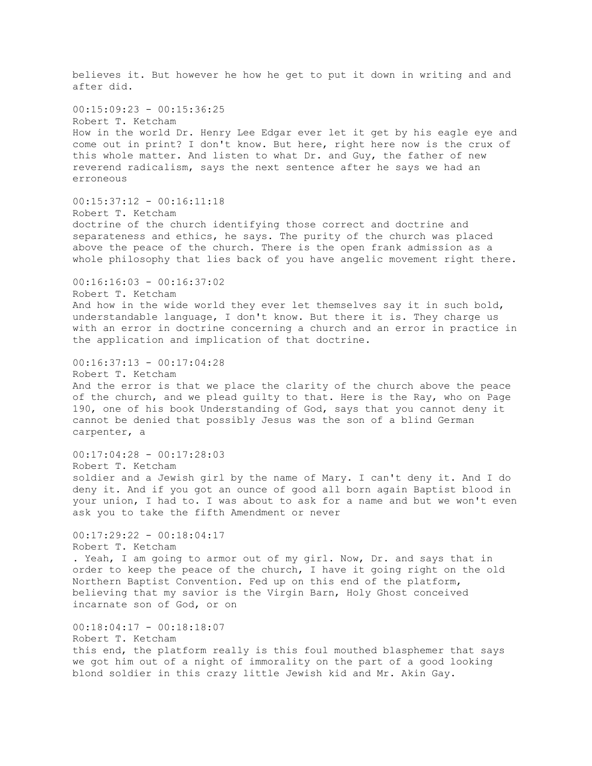believes it. But however he how he get to put it down in writing and and after did.

00:15:09:23 - 00:15:36:25
Robert T. Ketcham
How in the world Dr. Henry Lee Edgar ever let it get by his eagle eye and come out in print? I don't know. But here, right here now is the crux of this whole matter. And listen to what Dr. and Guy, the father of new reverend radicalism, says the next sentence after he says we had an erroneous

00:15:37:12 - 00:16:11:18
Robert T. Ketcham
doctrine of the church identifying those correct and doctrine and separateness and ethics, he says. The purity of the church was placed above the peace of the church. There is the open frank admission as a whole philosophy that lies back of you have angelic movement right there.

00:16:16:03 - 00:16:37:02
Robert T. Ketcham
And how in the wide world they ever let themselves say it in such bold, understandable language, I don't know. But there it is. They charge us with an error in doctrine concerning a church and an error in practice in the application and implication of that doctrine.

00:16:37:13 - 00:17:04:28
Robert T. Ketcham
And the error is that we place the clarity of the church above the peace of the church, and we plead guilty to that. Here is the Ray, who on Page 190, one of his book Understanding of God, says that you cannot deny it cannot be denied that possibly Jesus was the son of a blind German carpenter, a

00:17:04:28 - 00:17:28:03
Robert T. Ketcham
soldier and a Jewish girl by the name of Mary. I can't deny it. And I do deny it. And if you got an ounce of good all born again Baptist blood in your union, I had to. I was about to ask for a name and but we won't even ask you to take the fifth Amendment or never

00:17:29:22 - 00:18:04:17
Robert T. Ketcham
. Yeah, I am going to armor out of my girl. Now, Dr. and says that in order to keep the peace of the church, I have it going right on the old Northern Baptist Convention. Fed up on this end of the platform, believing that my savior is the Virgin Barn, Holy Ghost conceived incarnate son of God, or on

00:18:04:17 - 00:18:18:07
Robert T. Ketcham
this end, the platform really is this foul mouthed blasphemer that says we got him out of a night of immorality on the part of a good looking blond soldier in this crazy little Jewish kid and Mr. Akin Gay.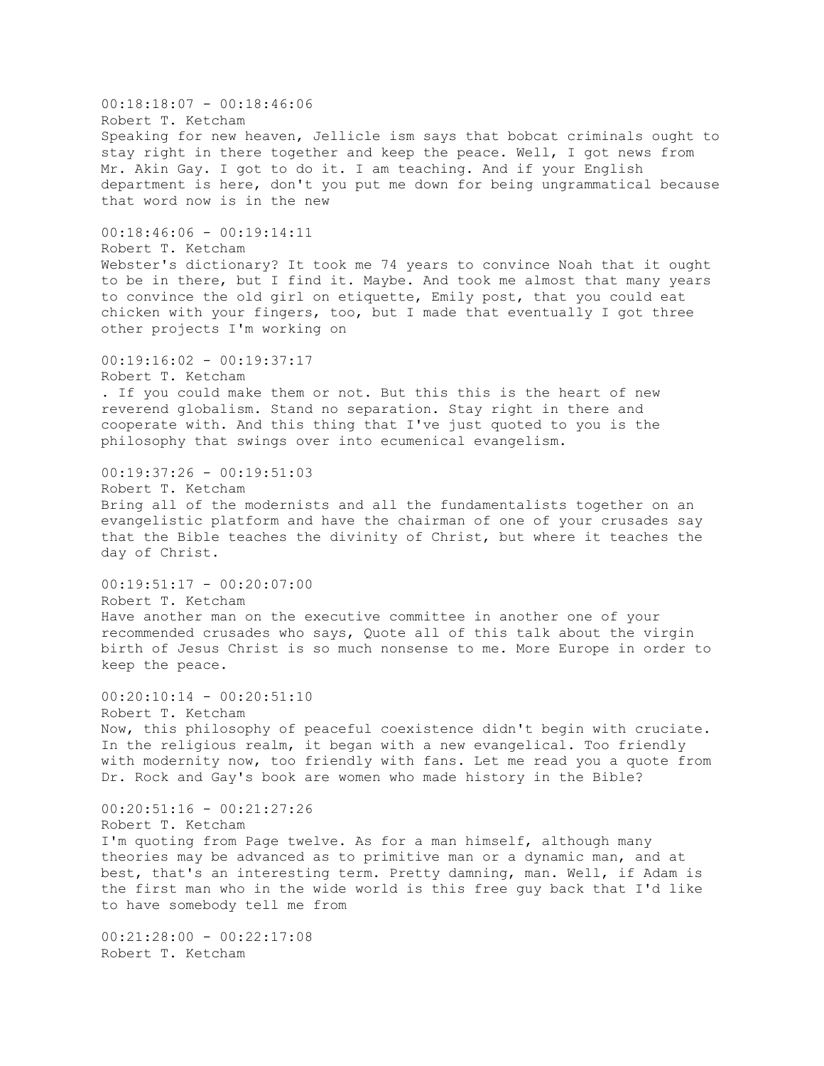00:18:18:07 - 00:18:46:06
Robert T. Ketcham
Speaking for new heaven, Jellicle ism says that bobcat criminals ought to stay right in there together and keep the peace. Well, I got news from Mr. Akin Gay. I got to do it. I am teaching. And if your English department is here, don't you put me down for being ungrammatical because that word now is in the new

00:18:46:06 - 00:19:14:11
Robert T. Ketcham
Webster's dictionary? It took me 74 years to convince Noah that it ought to be in there, but I find it. Maybe. And took me almost that many years to convince the old girl on etiquette, Emily post, that you could eat chicken with your fingers, too, but I made that eventually I got three other projects I'm working on

00:19:16:02 - 00:19:37:17
Robert T. Ketcham
. If you could make them or not. But this this is the heart of new reverend globalism. Stand no separation. Stay right in there and cooperate with. And this thing that I've just quoted to you is the philosophy that swings over into ecumenical evangelism.

00:19:37:26 - 00:19:51:03
Robert T. Ketcham
Bring all of the modernists and all the fundamentalists together on an evangelistic platform and have the chairman of one of your crusades say that the Bible teaches the divinity of Christ, but where it teaches the day of Christ.

00:19:51:17 - 00:20:07:00
Robert T. Ketcham
Have another man on the executive committee in another one of your recommended crusades who says, Quote all of this talk about the virgin birth of Jesus Christ is so much nonsense to me. More Europe in order to keep the peace.

00:20:10:14 - 00:20:51:10
Robert T. Ketcham
Now, this philosophy of peaceful coexistence didn't begin with cruciate. In the religious realm, it began with a new evangelical. Too friendly with modernity now, too friendly with fans. Let me read you a quote from Dr. Rock and Gay's book are women who made history in the Bible?

00:20:51:16 - 00:21:27:26
Robert T. Ketcham
I'm quoting from Page twelve. As for a man himself, although many theories may be advanced as to primitive man or a dynamic man, and at best, that's an interesting term. Pretty damning, man. Well, if Adam is the first man who in the wide world is this free guy back that I'd like to have somebody tell me from

00:21:28:00 - 00:22:17:08
Robert T. Ketcham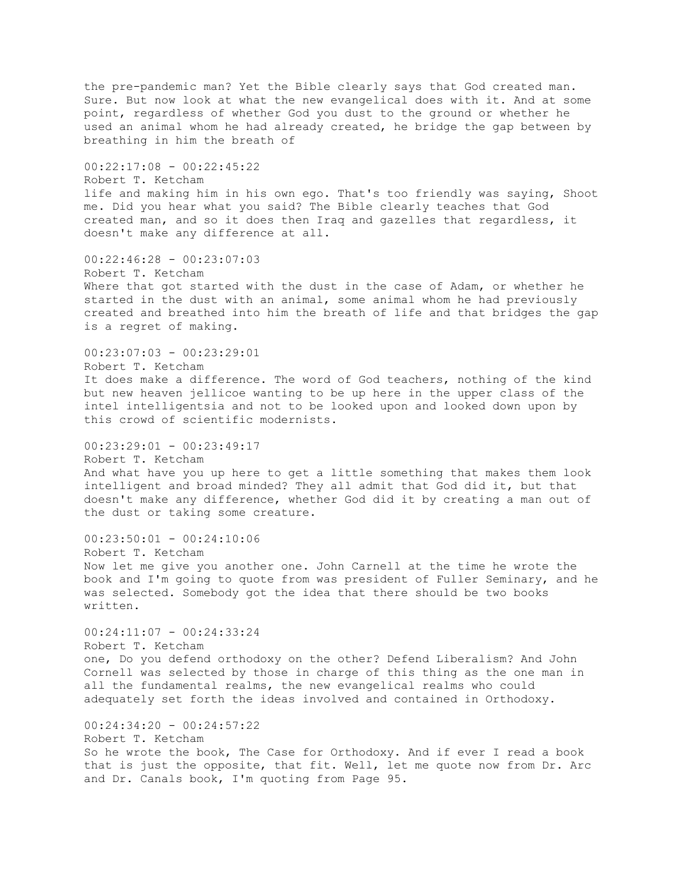the pre-pandemic man? Yet the Bible clearly says that God created man. Sure. But now look at what the new evangelical does with it. And at some point, regardless of whether God you dust to the ground or whether he used an animal whom he had already created, he bridge the gap between by breathing in him the breath of

00:22:17:08 - 00:22:45:22
Robert T. Ketcham
life and making him in his own ego. That's too friendly was saying, Shoot me. Did you hear what you said? The Bible clearly teaches that God created man, and so it does then Iraq and gazelles that regardless, it doesn't make any difference at all.

00:22:46:28 - 00:23:07:03
Robert T. Ketcham
Where that got started with the dust in the case of Adam, or whether he started in the dust with an animal, some animal whom he had previously created and breathed into him the breath of life and that bridges the gap is a regret of making.

00:23:07:03 - 00:23:29:01
Robert T. Ketcham
It does make a difference. The word of God teachers, nothing of the kind but new heaven jellicoe wanting to be up here in the upper class of the intel intelligentsia and not to be looked upon and looked down upon by this crowd of scientific modernists.

00:23:29:01 - 00:23:49:17
Robert T. Ketcham
And what have you up here to get a little something that makes them look intelligent and broad minded? They all admit that God did it, but that doesn't make any difference, whether God did it by creating a man out of the dust or taking some creature.

00:23:50:01 - 00:24:10:06
Robert T. Ketcham
Now let me give you another one. John Carnell at the time he wrote the book and I'm going to quote from was president of Fuller Seminary, and he was selected. Somebody got the idea that there should be two books written.

00:24:11:07 - 00:24:33:24
Robert T. Ketcham
one, Do you defend orthodoxy on the other? Defend Liberalism? And John Cornell was selected by those in charge of this thing as the one man in all the fundamental realms, the new evangelical realms who could adequately set forth the ideas involved and contained in Orthodoxy.

00:24:34:20 - 00:24:57:22
Robert T. Ketcham
So he wrote the book, The Case for Orthodoxy. And if ever I read a book that is just the opposite, that fit. Well, let me quote now from Dr. Arc and Dr. Canals book, I'm quoting from Page 95.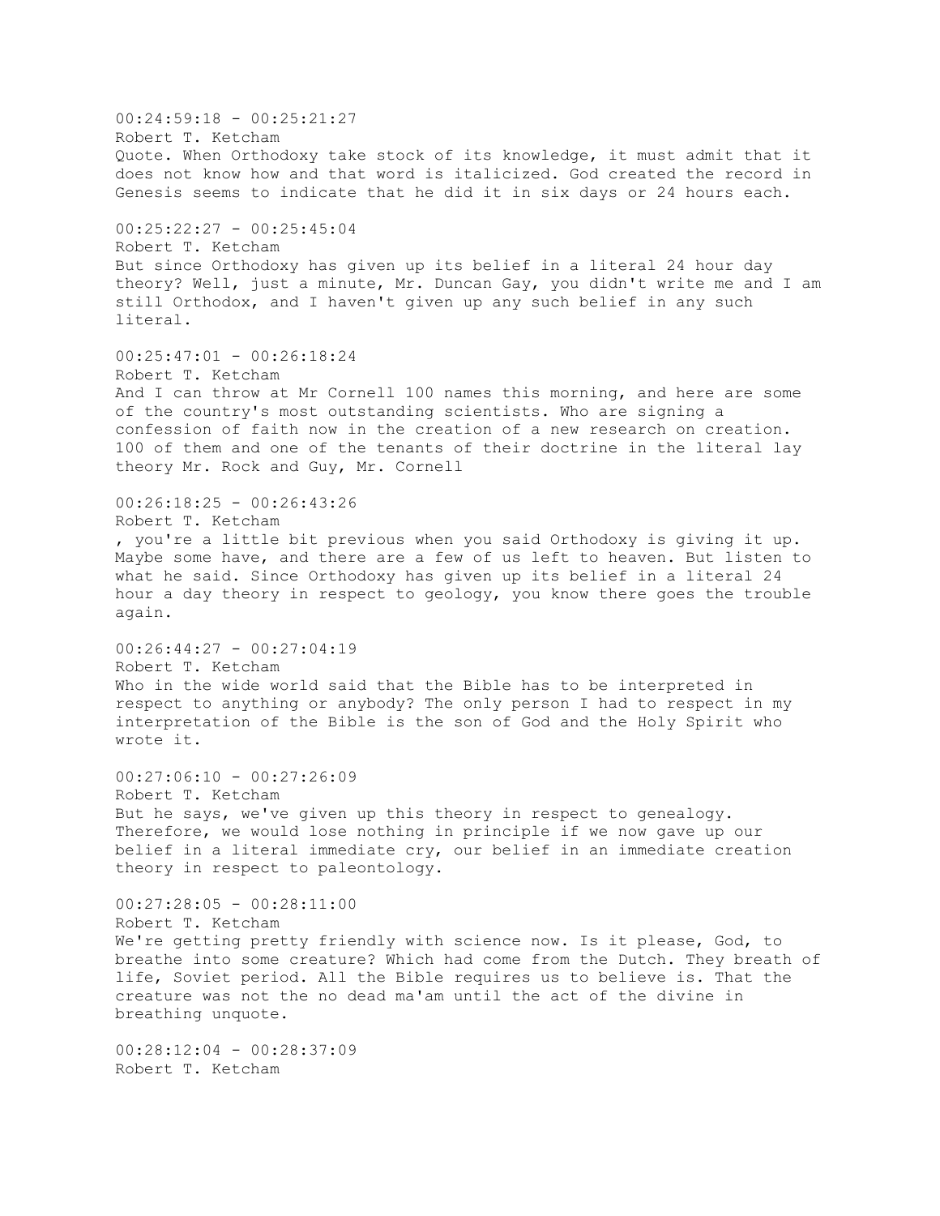00:24:59:18 - 00:25:21:27
Robert T. Ketcham
Quote. When Orthodoxy take stock of its knowledge, it must admit that it does not know how and that word is italicized. God created the record in Genesis seems to indicate that he did it in six days or 24 hours each.

00:25:22:27 - 00:25:45:04
Robert T. Ketcham
But since Orthodoxy has given up its belief in a literal 24 hour day theory? Well, just a minute, Mr. Duncan Gay, you didn't write me and I am still Orthodox, and I haven't given up any such belief in any such literal.

00:25:47:01 - 00:26:18:24
Robert T. Ketcham
And I can throw at Mr Cornell 100 names this morning, and here are some of the country's most outstanding scientists. Who are signing a confession of faith now in the creation of a new research on creation. 100 of them and one of the tenants of their doctrine in the literal lay theory Mr. Rock and Guy, Mr. Cornell

00:26:18:25 - 00:26:43:26
Robert T. Ketcham
, you're a little bit previous when you said Orthodoxy is giving it up. Maybe some have, and there are a few of us left to heaven. But listen to what he said. Since Orthodoxy has given up its belief in a literal 24 hour a day theory in respect to geology, you know there goes the trouble again.

00:26:44:27 - 00:27:04:19
Robert T. Ketcham
Who in the wide world said that the Bible has to be interpreted in respect to anything or anybody? The only person I had to respect in my interpretation of the Bible is the son of God and the Holy Spirit who wrote it.

00:27:06:10 - 00:27:26:09
Robert T. Ketcham
But he says, we've given up this theory in respect to genealogy. Therefore, we would lose nothing in principle if we now gave up our belief in a literal immediate cry, our belief in an immediate creation theory in respect to paleontology.

00:27:28:05 - 00:28:11:00
Robert T. Ketcham
We're getting pretty friendly with science now. Is it please, God, to breathe into some creature? Which had come from the Dutch. They breath of life, Soviet period. All the Bible requires us to believe is. That the creature was not the no dead ma'am until the act of the divine in breathing unquote.

00:28:12:04 - 00:28:37:09
Robert T. Ketcham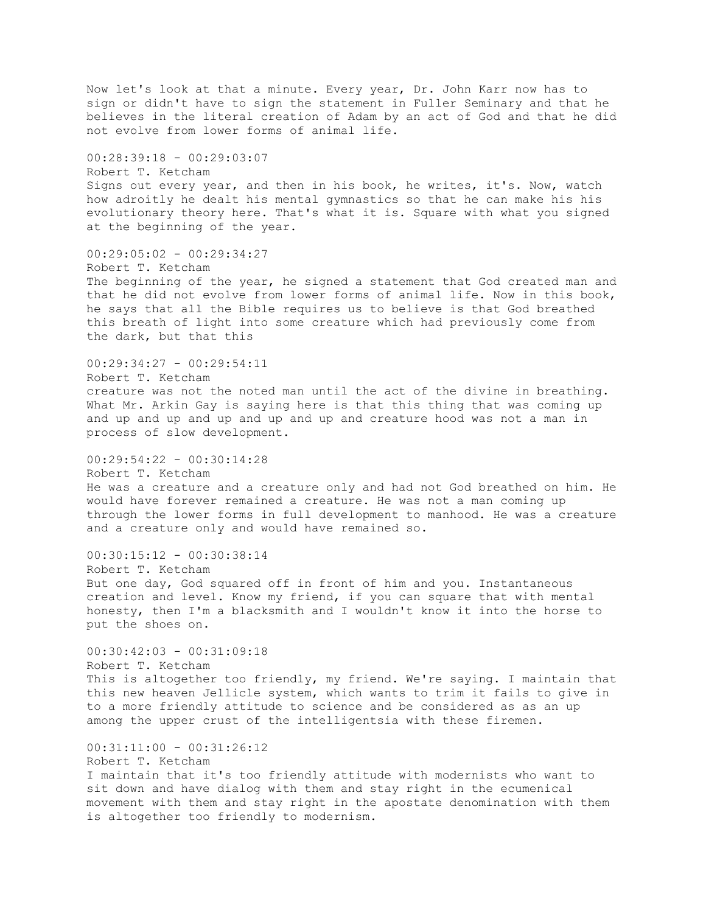Now let's look at that a minute. Every year, Dr. John Karr now has to sign or didn't have to sign the statement in Fuller Seminary and that he believes in the literal creation of Adam by an act of God and that he did not evolve from lower forms of animal life.

00:28:39:18 - 00:29:03:07
Robert T. Ketcham
Signs out every year, and then in his book, he writes, it's. Now, watch how adroitly he dealt his mental gymnastics so that he can make his his evolutionary theory here. That's what it is. Square with what you signed at the beginning of the year.

00:29:05:02 - 00:29:34:27
Robert T. Ketcham
The beginning of the year, he signed a statement that God created man and that he did not evolve from lower forms of animal life. Now in this book, he says that all the Bible requires us to believe is that God breathed this breath of light into some creature which had previously come from the dark, but that this

00:29:34:27 - 00:29:54:11
Robert T. Ketcham
creature was not the noted man until the act of the divine in breathing. What Mr. Arkin Gay is saying here is that this thing that was coming up and up and up and up and up and up and creature hood was not a man in process of slow development.

00:29:54:22 - 00:30:14:28
Robert T. Ketcham
He was a creature and a creature only and had not God breathed on him. He would have forever remained a creature. He was not a man coming up through the lower forms in full development to manhood. He was a creature and a creature only and would have remained so.

00:30:15:12 - 00:30:38:14
Robert T. Ketcham
But one day, God squared off in front of him and you. Instantaneous creation and level. Know my friend, if you can square that with mental honesty, then I'm a blacksmith and I wouldn't know it into the horse to put the shoes on.

00:30:42:03 - 00:31:09:18
Robert T. Ketcham
This is altogether too friendly, my friend. We're saying. I maintain that this new heaven Jellicle system, which wants to trim it fails to give in to a more friendly attitude to science and be considered as as an up among the upper crust of the intelligentsia with these firemen.

00:31:11:00 - 00:31:26:12
Robert T. Ketcham
I maintain that it's too friendly attitude with modernists who want to sit down and have dialog with them and stay right in the ecumenical movement with them and stay right in the apostate denomination with them is altogether too friendly to modernism.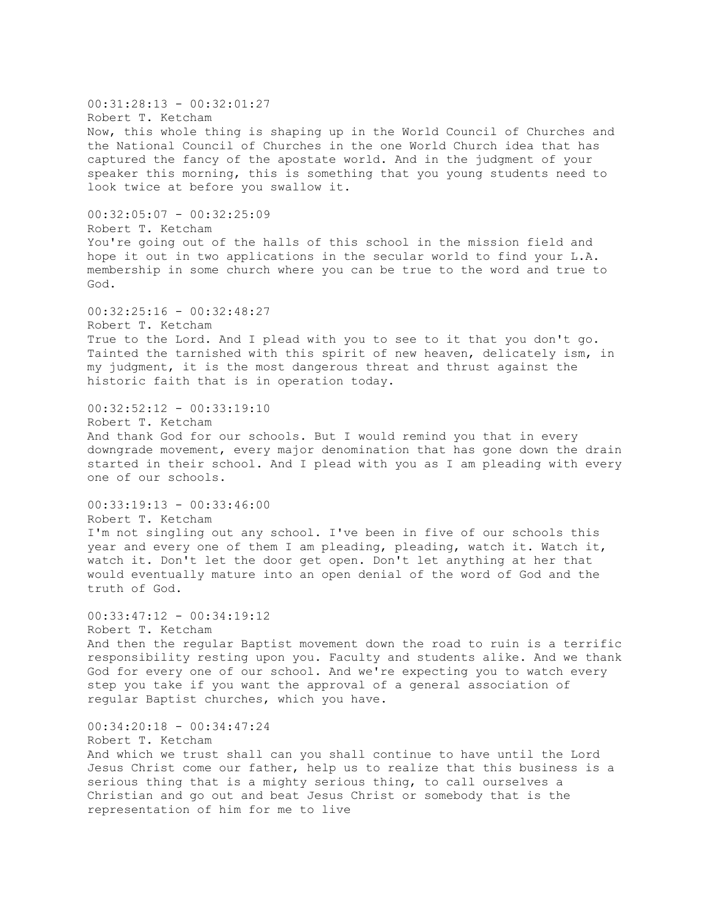00:31:28:13 - 00:32:01:27
Robert T. Ketcham
Now, this whole thing is shaping up in the World Council of Churches and the National Council of Churches in the one World Church idea that has captured the fancy of the apostate world. And in the judgment of your speaker this morning, this is something that you young students need to look twice at before you swallow it.

00:32:05:07 - 00:32:25:09
Robert T. Ketcham
You're going out of the halls of this school in the mission field and hope it out in two applications in the secular world to find your L.A. membership in some church where you can be true to the word and true to God.

00:32:25:16 - 00:32:48:27
Robert T. Ketcham
True to the Lord. And I plead with you to see to it that you don't go. Tainted the tarnished with this spirit of new heaven, delicately ism, in my judgment, it is the most dangerous threat and thrust against the historic faith that is in operation today.

00:32:52:12 - 00:33:19:10
Robert T. Ketcham
And thank God for our schools. But I would remind you that in every downgrade movement, every major denomination that has gone down the drain started in their school. And I plead with you as I am pleading with every one of our schools.

00:33:19:13 - 00:33:46:00
Robert T. Ketcham
I'm not singling out any school. I've been in five of our schools this year and every one of them I am pleading, pleading, watch it. Watch it, watch it. Don't let the door get open. Don't let anything at her that would eventually mature into an open denial of the word of God and the truth of God.

00:33:47:12 - 00:34:19:12
Robert T. Ketcham
And then the regular Baptist movement down the road to ruin is a terrific responsibility resting upon you. Faculty and students alike. And we thank God for every one of our school. And we're expecting you to watch every step you take if you want the approval of a general association of regular Baptist churches, which you have.

00:34:20:18 - 00:34:47:24
Robert T. Ketcham
And which we trust shall can you shall continue to have until the Lord Jesus Christ come our father, help us to realize that this business is a serious thing that is a mighty serious thing, to call ourselves a Christian and go out and beat Jesus Christ or somebody that is the representation of him for me to live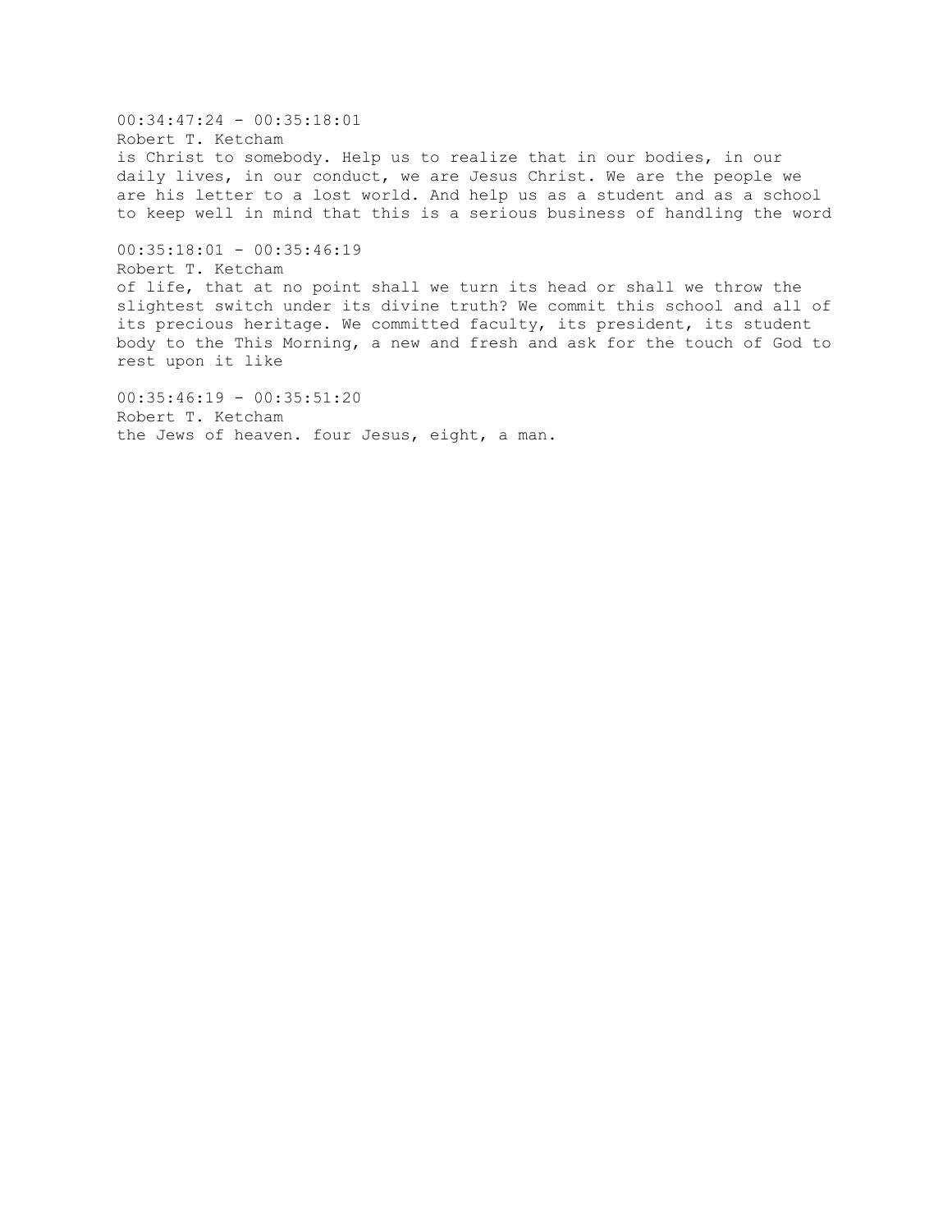00:34:47:24 - 00:35:18:01
Robert T. Ketcham
is Christ to somebody. Help us to realize that in our bodies, in our daily lives, in our conduct, we are Jesus Christ. We are the people we are his letter to a lost world. And help us as a student and as a school to keep well in mind that this is a serious business of handling the word

00:35:18:01 - 00:35:46:19
Robert T. Ketcham
of life, that at no point shall we turn its head or shall we throw the slightest switch under its divine truth? We commit this school and all of its precious heritage. We committed faculty, its president, its student body to the This Morning, a new and fresh and ask for the touch of God to rest upon it like

00:35:46:19 - 00:35:51:20
Robert T. Ketcham
the Jews of heaven. four Jesus, eight, a man.